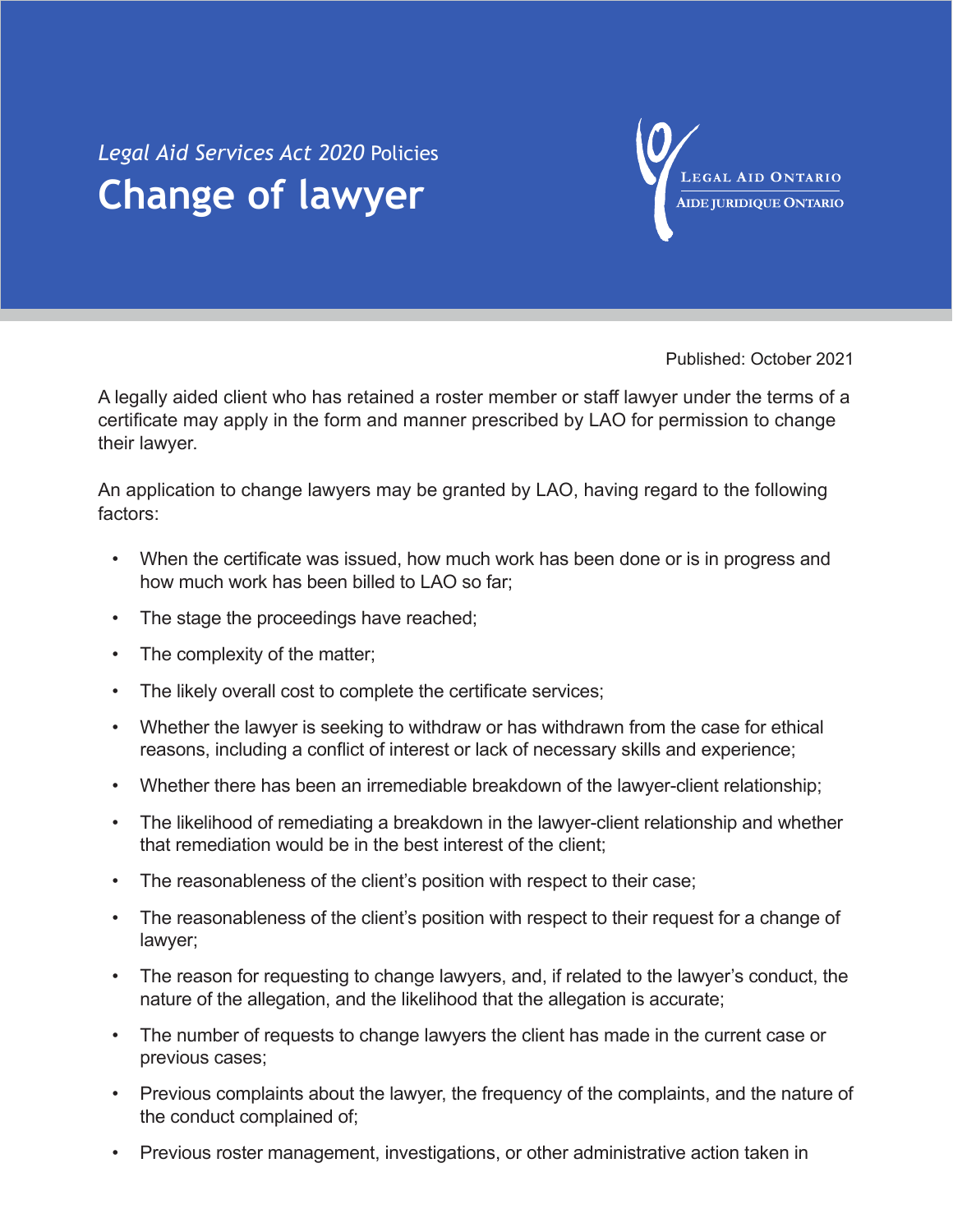*Legal Aid Services Act 2020* Policies

# Change of lawyer

Published: October 2021

A legally aided client who has retained a roster member or staff lawyer under the terms of a certificate may apply in the form and manner prescribed by LAO for permission to change their lawyer.

An application to change lawyers may be granted by LAO, having regard to the following factors:

- When the certificate was issued, how much work has been done or is in progress and how much work has been billed to LAO so far;
- The stage the proceedings have reached;
- The complexity of the matter;
- The likely overall cost to complete the certificate services;
- Whether the lawyer is seeking to withdraw or has withdrawn from the case for ethical reasons, including a conflict of interest or lack of necessary skills and experience;
- Whether there has been an irremediable breakdown of the lawyer-client relationship;
- The likelihood of remediating a breakdown in the lawyer-client relationship and whether that remediation would be in the best interest of the client;
- The reasonableness of the client's position with respect to their case;
- The reasonableness of the client's position with respect to their request for a change of lawyer;
- The reason for requesting to change lawyers, and, if related to the lawyer's conduct, the nature of the allegation, and the likelihood that the allegation is accurate;
- The number of requests to change lawyers the client has made in the current case or previous cases;
- Previous complaints about the lawyer, the frequency of the complaints, and the nature of the conduct complained of;
- Previous roster management, investigations, or other administrative action taken in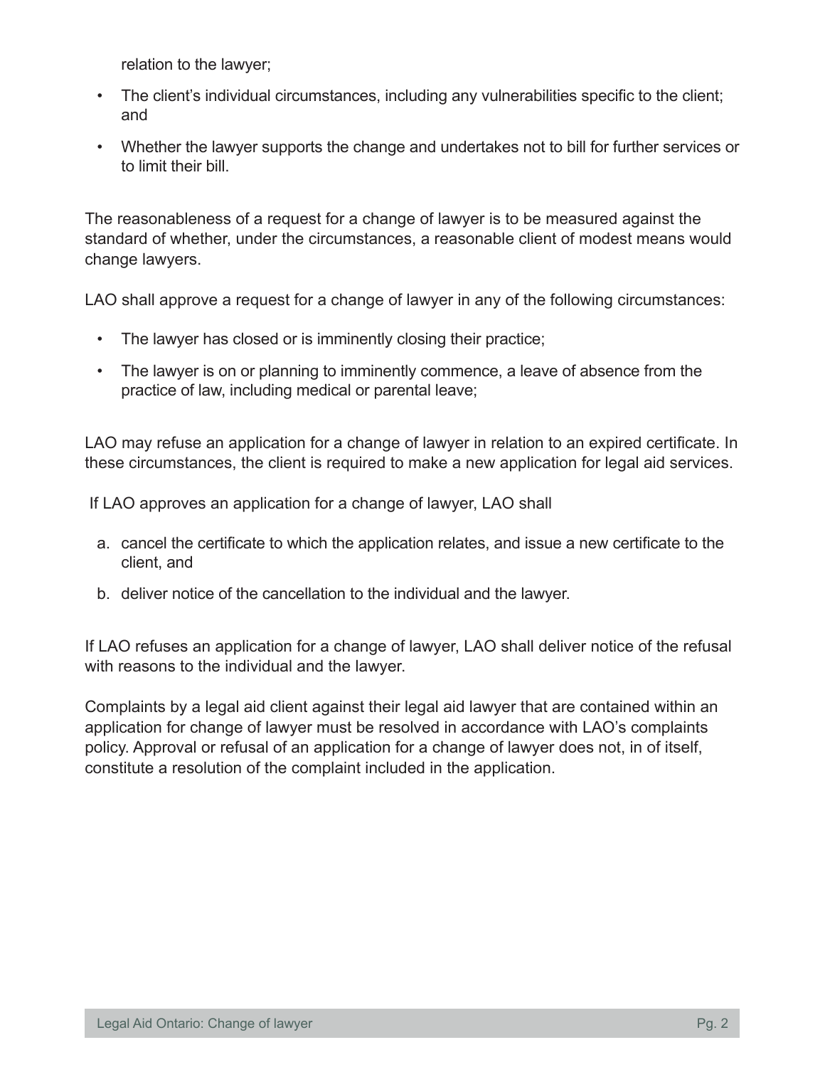relation to the lawyer;

- The client's individual circumstances, including any vulnerabilities specific to the client; and
- Whether the lawyer supports the change and undertakes not to bill for further services or to limit their bill.

The reasonableness of a request for a change of lawyer is to be measured against the standard of whether, under the circumstances, a reasonable client of modest means would change lawyers.

LAO shall approve a request for a change of lawyer in any of the following circumstances:

- The lawyer has closed or is imminently closing their practice;
- The lawyer is on or planning to imminently commence, a leave of absence from the practice of law, including medical or parental leave;

LAO may refuse an application for a change of lawyer in relation to an expired certificate. In these circumstances, the client is required to make a new application for legal aid services.

If LAO approves an application for a change of lawyer, LAO shall

a. cancel the certificate to which the application relates, and issue a new certificate to the client, and
b. deliver notice of the cancellation to the individual and the lawyer.

If LAO refuses an application for a change of lawyer, LAO shall deliver notice of the refusal with reasons to the individual and the lawyer.

Complaints by a legal aid client against their legal aid lawyer that are contained within an application for change of lawyer must be resolved in accordance with LAO's complaints policy. Approval or refusal of an application for a change of lawyer does not, in of itself, constitute a resolution of the complaint included in the application.